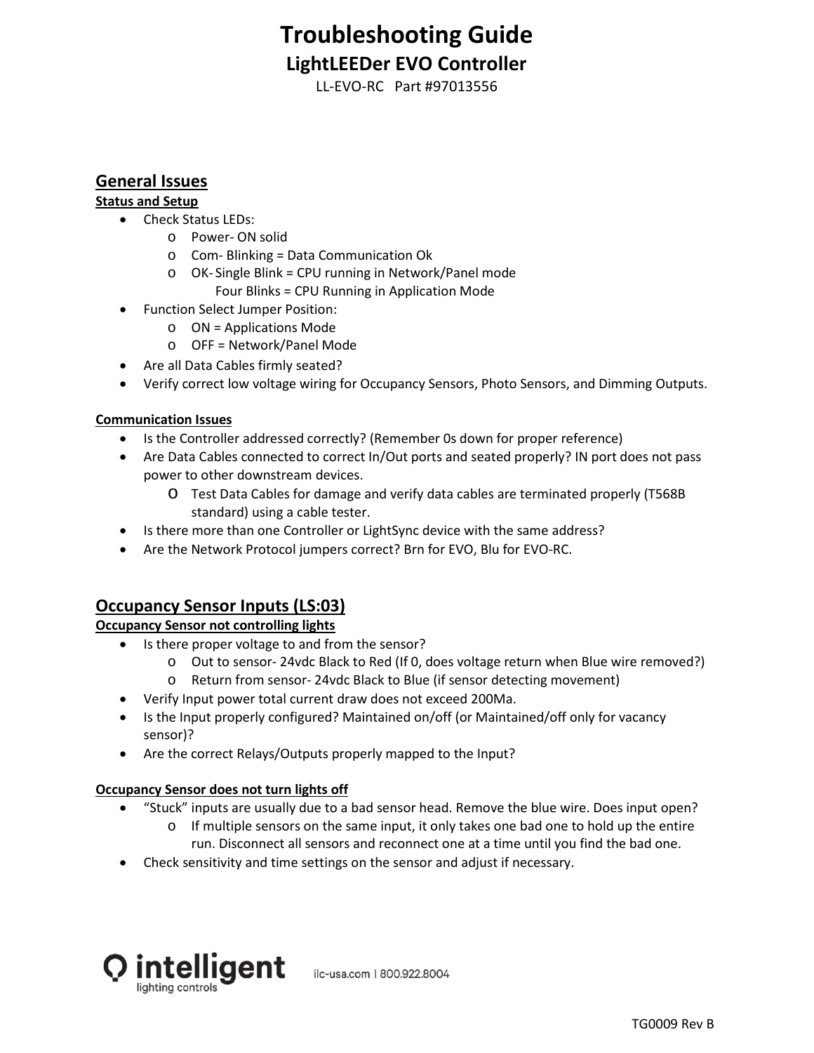# Troubleshooting Guide

## LightLEEDer EVO Controller

LL-EVO-RC Part #97013556

## General Issues

### Status and Setup

- Check Status LEDs:
  - Power- ON solid
  - Com- Blinking = Data Communication Ok
  - OK- Single Blink = CPU running in Network/Panel mode
    Four Blinks = CPU Running in Application Mode
- Function Select Jumper Position:
  - ON = Applications Mode
  - OFF = Network/Panel Mode
- Are all Data Cables firmly seated?
- Verify correct low voltage wiring for Occupancy Sensors, Photo Sensors, and Dimming Outputs.

### Communication Issues

- Is the Controller addressed correctly? (Remember 0s down for proper reference)
- Are Data Cables connected to correct In/Out ports and seated properly? IN port does not pass power to other downstream devices.
  - Test Data Cables for damage and verify data cables are terminated properly (T568B standard) using a cable tester.
- Is there more than one Controller or LightSync device with the same address?
- Are the Network Protocol jumpers correct? Brn for EVO, Blu for EVO-RC.

## Occupancy Sensor Inputs (LS:03)

### Occupancy Sensor not controlling lights

- Is there proper voltage to and from the sensor?
  - Out to sensor- 24vdc Black to Red (If 0, does voltage return when Blue wire removed?)
  - Return from sensor- 24vdc Black to Blue (if sensor detecting movement)
- Verify Input power total current draw does not exceed 200Ma.
- Is the Input properly configured? Maintained on/off (or Maintained/off only for vacancy sensor)?
- Are the correct Relays/Outputs properly mapped to the Input?

### Occupancy Sensor does not turn lights off

- "Stuck" inputs are usually due to a bad sensor head. Remove the blue wire. Does input open?
  - If multiple sensors on the same input, it only takes one bad one to hold up the entire run. Disconnect all sensors and reconnect one at a time until you find the bad one.
- Check sensitivity and time settings on the sensor and adjust if necessary.

intelligent lighting controls ilc-usa.com | 800.922.8004

TG0009 Rev B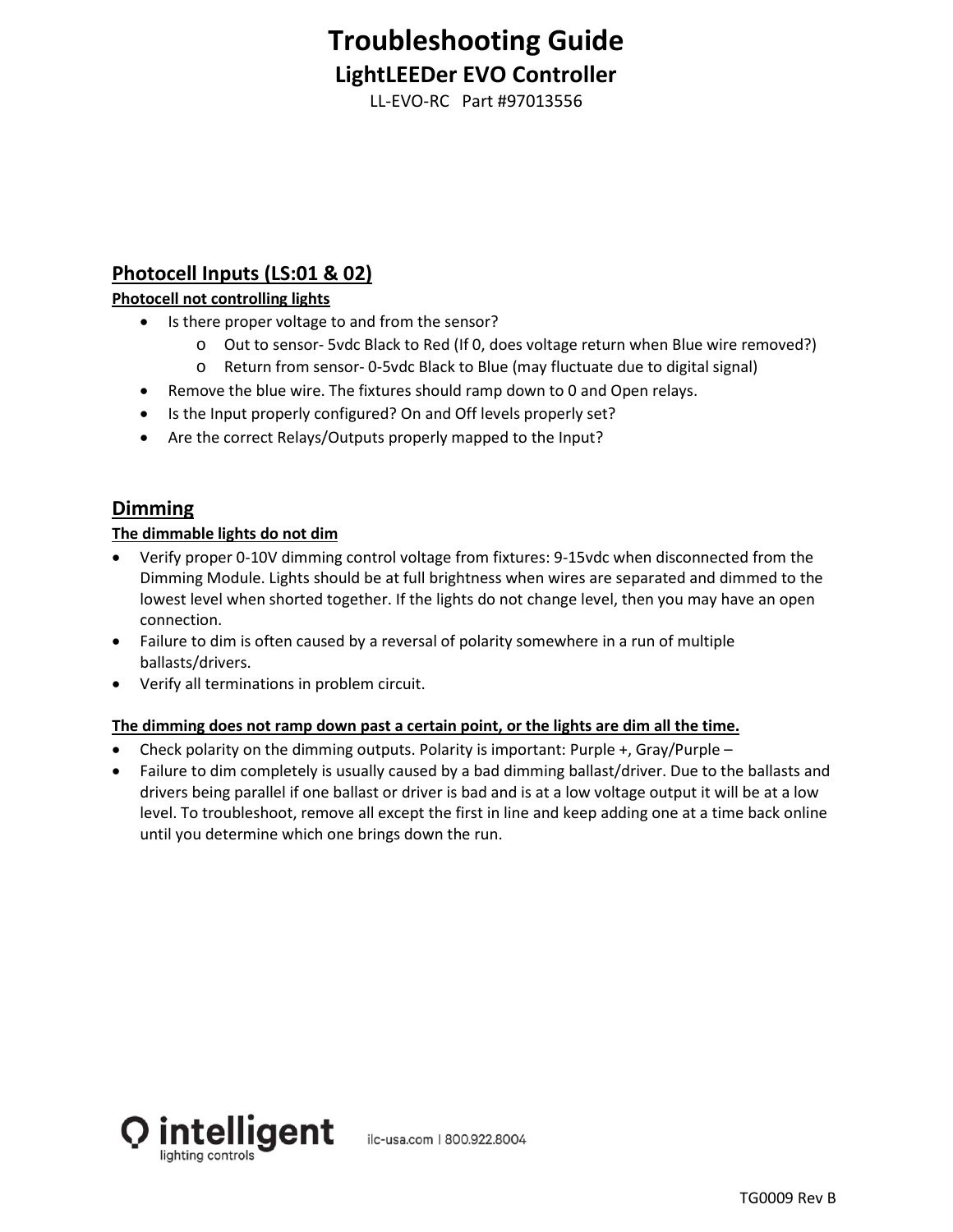# Troubleshooting Guide
## LightLEEDer EVO Controller
LL-EVO-RC Part #97013556

### Photocell Inputs (LS:01 & 02)

**Photocell not controlling lights**

- Is there proper voltage to and from the sensor?
  - Out to sensor- 5vdc Black to Red (If 0, does voltage return when Blue wire removed?)
  - Return from sensor- 0-5vdc Black to Blue (may fluctuate due to digital signal)
- Remove the blue wire. The fixtures should ramp down to 0 and Open relays.
- Is the Input properly configured? On and Off levels properly set?
- Are the correct Relays/Outputs properly mapped to the Input?

### Dimming

**The dimmable lights do not dim**

- Verify proper 0-10V dimming control voltage from fixtures: 9-15vdc when disconnected from the Dimming Module. Lights should be at full brightness when wires are separated and dimmed to the lowest level when shorted together. If the lights do not change level, then you may have an open connection.
- Failure to dim is often caused by a reversal of polarity somewhere in a run of multiple ballasts/drivers.
- Verify all terminations in problem circuit.

**The dimming does not ramp down past a certain point, or the lights are dim all the time.**

- Check polarity on the dimming outputs. Polarity is important: Purple +, Gray/Purple –
- Failure to dim completely is usually caused by a bad dimming ballast/driver. Due to the ballasts and drivers being parallel if one ballast or driver is bad and is at a low voltage output it will be at a low level. To troubleshoot, remove all except the first in line and keep adding one at a time back online until you determine which one brings down the run.

intelligent lighting controls

ilc-usa.com | 800.922.8004

TG0009 Rev B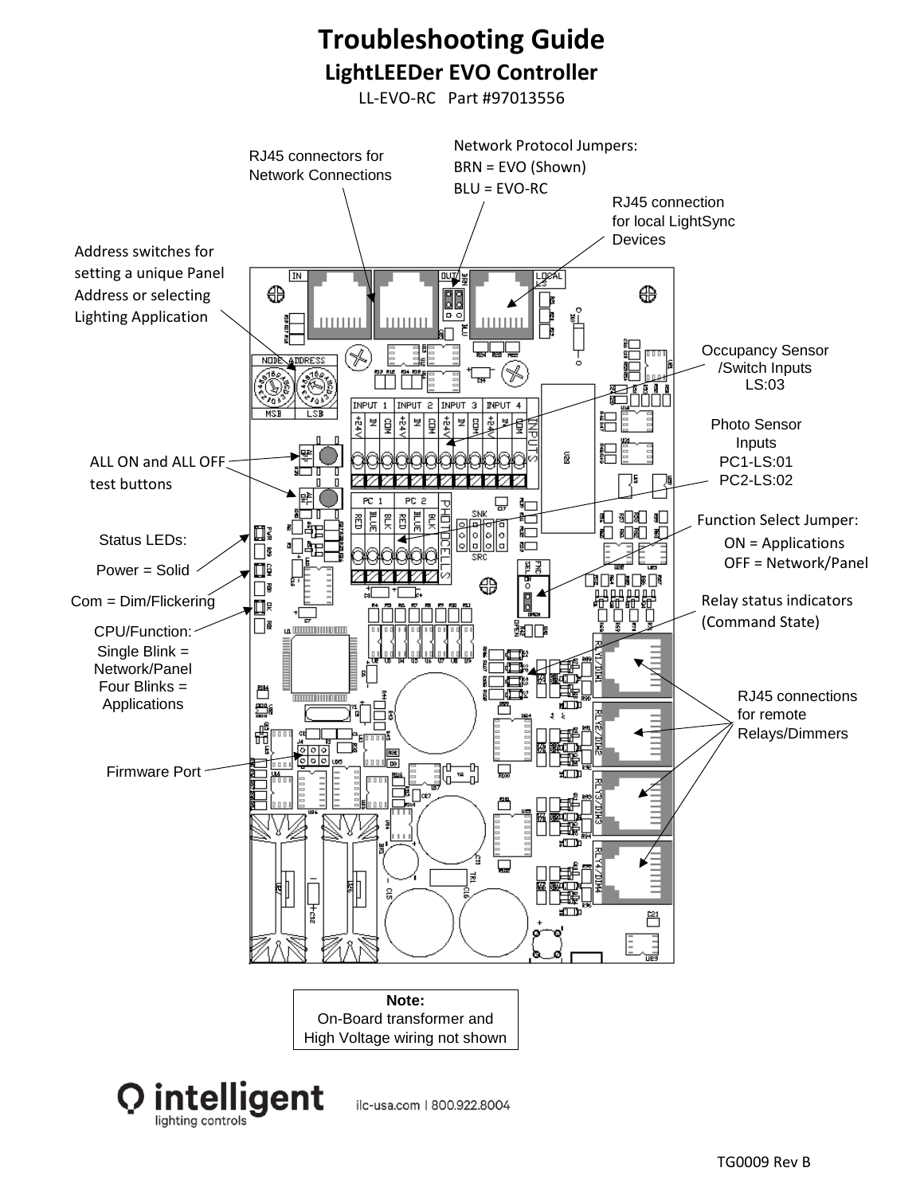# Troubleshooting Guide

## LightLEEDer EVO Controller

LL-EVO-RC Part #97013556

RJ45 connectors for Network Connections

Network Protocol Jumpers:
BRN = EVO (Shown)
BLU = EVO-RC

RJ45 connection for local LightSync Devices

Address switches for setting a unique Panel Address or selecting Lighting Application

Occupancy Sensor /Switch Inputs LS:03

Photo Sensor Inputs
PC1-LS:01
PC2-LS:02

ALL ON and ALL OFF test buttons

Function Select Jumper:
ON = Applications
OFF = Network/Panel

Status LEDs:

Power = Solid

Com = Dim/Flickering

CPU/Function:
Single Blink = Network/Panel
Four Blinks = Applications

Relay status indicators (Command State)

RJ45 connections for remote Relays/Dimmers

Firmware Port

**Note:**
On-Board transformer and High Voltage wiring not shown

intelligent lighting controls

ilc-usa.com | 800.922.8004

TG0009 Rev B